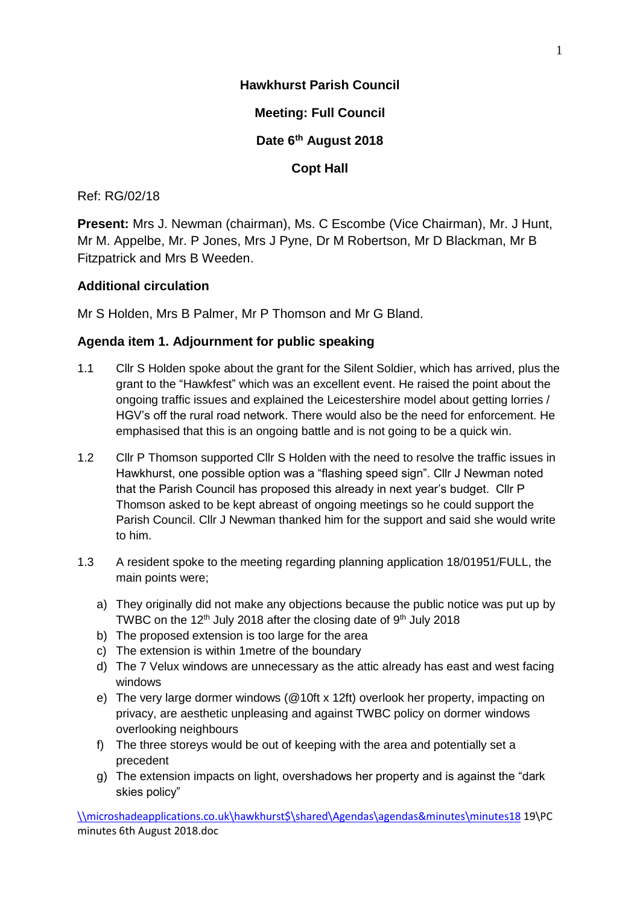**Hawkhurst Parish Council**

**Meeting: Full Council**

**Date 6th August 2018**

**Copt Hall**

Ref: RG/02/18

**Present:** Mrs J. Newman (chairman), Ms. C Escombe (Vice Chairman), Mr. J Hunt, Mr M. Appelbe, Mr. P Jones, Mrs J Pyne, Dr M Robertson, Mr D Blackman, Mr B Fitzpatrick and Mrs B Weeden.

### Additional circulation

Mr S Holden, Mrs B Palmer, Mr P Thomson and Mr G Bland.

### Agenda item 1. Adjournment for public speaking

1.1 Cllr S Holden spoke about the grant for the Silent Soldier, which has arrived, plus the grant to the "Hawkfest" which was an excellent event. He raised the point about the ongoing traffic issues and explained the Leicestershire model about getting lorries / HGV's off the rural road network. There would also be the need for enforcement. He emphasised that this is an ongoing battle and is not going to be a quick win.

1.2 Cllr P Thomson supported Cllr S Holden with the need to resolve the traffic issues in Hawkhurst, one possible option was a "flashing speed sign". Cllr J Newman noted that the Parish Council has proposed this already in next year's budget. Cllr P Thomson asked to be kept abreast of ongoing meetings so he could support the Parish Council. Cllr J Newman thanked him for the support and said she would write to him.

1.3 A resident spoke to the meeting regarding planning application 18/01951/FULL, the main points were;

a) They originally did not make any objections because the public notice was put up by TWBC on the 12th July 2018 after the closing date of 9th July 2018
b) The proposed extension is too large for the area
c) The extension is within 1metre of the boundary
d) The 7 Velux windows are unnecessary as the attic already has east and west facing windows
e) The very large dormer windows (@10ft x 12ft) overlook her property, impacting on privacy, are aesthetic unpleasing and against TWBC policy on dormer windows overlooking neighbours
f) The three storeys would be out of keeping with the area and potentially set a precedent
g) The extension impacts on light, overshadows her property and is against the "dark skies policy"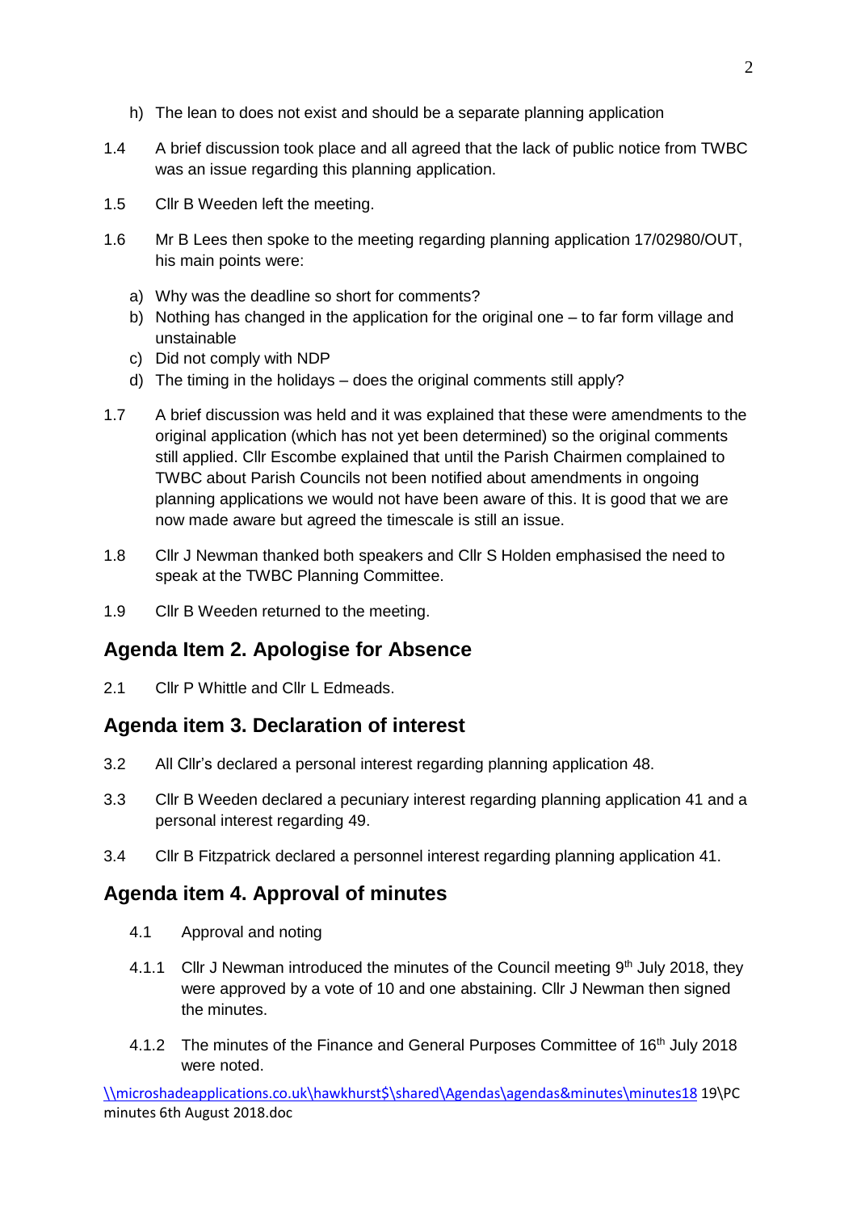h) The lean to does not exist and should be a separate planning application

1.4 A brief discussion took place and all agreed that the lack of public notice from TWBC was an issue regarding this planning application.

1.5 Cllr B Weeden left the meeting.

1.6 Mr B Lees then spoke to the meeting regarding planning application 17/02980/OUT, his main points were:

a) Why was the deadline so short for comments?
b) Nothing has changed in the application for the original one – to far form village and unstainable
c) Did not comply with NDP
d) The timing in the holidays – does the original comments still apply?

1.7 A brief discussion was held and it was explained that these were amendments to the original application (which has not yet been determined) so the original comments still applied. Cllr Escombe explained that until the Parish Chairmen complained to TWBC about Parish Councils not been notified about amendments in ongoing planning applications we would not have been aware of this. It is good that we are now made aware but agreed the timescale is still an issue.

1.8 Cllr J Newman thanked both speakers and Cllr S Holden emphasised the need to speak at the TWBC Planning Committee.

1.9 Cllr B Weeden returned to the meeting.

## Agenda Item 2. Apologise for Absence

2.1 Cllr P Whittle and Cllr L Edmeads.

## Agenda item 3. Declaration of interest

3.2 All Cllr's declared a personal interest regarding planning application 48.

3.3 Cllr B Weeden declared a pecuniary interest regarding planning application 41 and a personal interest regarding 49.

3.4 Cllr B Fitzpatrick declared a personnel interest regarding planning application 41.

## Agenda item 4. Approval of minutes

4.1 Approval and noting

4.1.1 Cllr J Newman introduced the minutes of the Council meeting 9th July 2018, they were approved by a vote of 10 and one abstaining. Cllr J Newman then signed the minutes.

4.1.2 The minutes of the Finance and General Purposes Committee of 16th July 2018 were noted.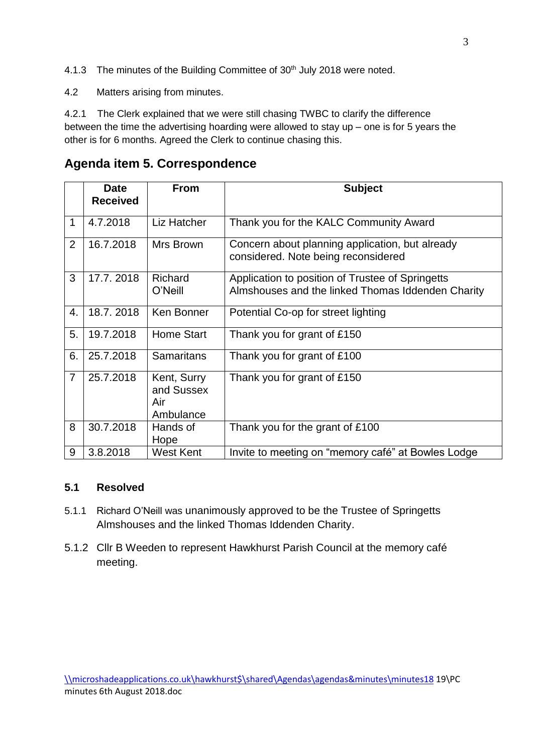4.1.3 The minutes of the Building Committee of 30th July 2018 were noted.

4.2 Matters arising from minutes.

4.2.1 The Clerk explained that we were still chasing TWBC to clarify the difference between the time the advertising hoarding were allowed to stay up – one is for 5 years the other is for 6 months. Agreed the Clerk to continue chasing this.

## Agenda item 5. Correspondence

| | Date Received | From | Subject |
|---|---|---|---|
| 1 | 4.7.2018 | Liz Hatcher | Thank you for the KALC Community Award |
| 2 | 16.7.2018 | Mrs Brown | Concern about planning application, but already considered. Note being reconsidered |
| 3 | 17.7. 2018 | Richard O'Neill | Application to position of Trustee of Springetts Almshouses and the linked Thomas Iddenden Charity |
| 4. | 18.7. 2018 | Ken Bonner | Potential Co-op for street lighting |
| 5. | 19.7.2018 | Home Start | Thank you for grant of £150 |
| 6. | 25.7.2018 | Samaritans | Thank you for grant of £100 |
| 7 | 25.7.2018 | Kent, Surry and Sussex Air Ambulance | Thank you for grant of £150 |
| 8 | 30.7.2018 | Hands of Hope | Thank you for the grant of £100 |
| 9 | 3.8.2018 | West Kent | Invite to meeting on "memory café" at Bowles Lodge |

### 5.1 Resolved

5.1.1 Richard O'Neill was unanimously approved to be the Trustee of Springetts Almshouses and the linked Thomas Iddenden Charity.

5.1.2 Cllr B Weeden to represent Hawkhurst Parish Council at the memory café meeting.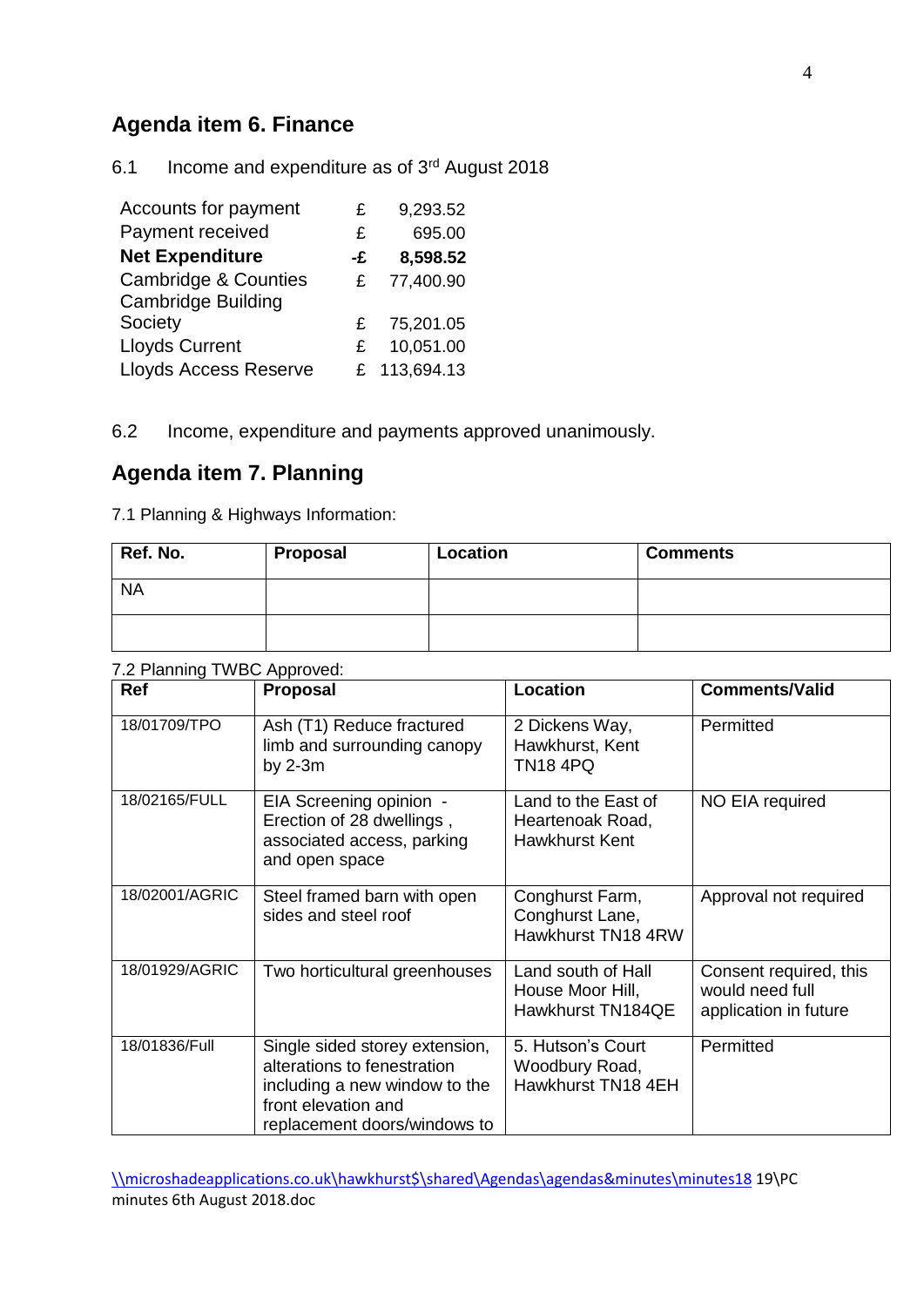## Agenda item 6. Finance

6.1 Income and expenditure as of 3rd August 2018

| | | |
|---|---|---|
| Accounts for payment | £ | 9,293.52 |
| Payment received | £ | 695.00 |
| **Net Expenditure** | **-£** | **8,598.52** |
| Cambridge & Counties | £ | 77,400.90 |
| Cambridge Building Society | £ | 75,201.05 |
| Lloyds Current | £ | 10,051.00 |
| Lloyds Access Reserve | £ | 113,694.13 |

6.2 Income, expenditure and payments approved unanimously.

## Agenda item 7. Planning

7.1 Planning & Highways Information:

| Ref. No. | Proposal | Location | Comments |
|---|---|---|---|
| NA | | | |
| | | | |

7.2 Planning TWBC Approved:

| Ref | Proposal | Location | Comments/Valid |
|---|---|---|---|
| 18/01709/TPO | Ash (T1) Reduce fractured limb and surrounding canopy by 2-3m | 2 Dickens Way, Hawkhurst, Kent TN18 4PQ | Permitted |
| 18/02165/FULL | EIA Screening opinion - Erection of 28 dwellings , associated access, parking and open space | Land to the East of Heartenoak Road, Hawkhurst Kent | NO EIA required |
| 18/02001/AGRIC | Steel framed barn with open sides and steel roof | Conghurst Farm, Conghurst Lane, Hawkhurst TN18 4RW | Approval not required |
| 18/01929/AGRIC | Two horticultural greenhouses | Land south of Hall House Moor Hill, Hawkhurst TN184QE | Consent required, this would need full application in future |
| 18/01836/Full | Single sided storey extension, alterations to fenestration including a new window to the front elevation and replacement doors/windows to | 5. Hutson's Court Woodbury Road, Hawkhurst TN18 4EH | Permitted |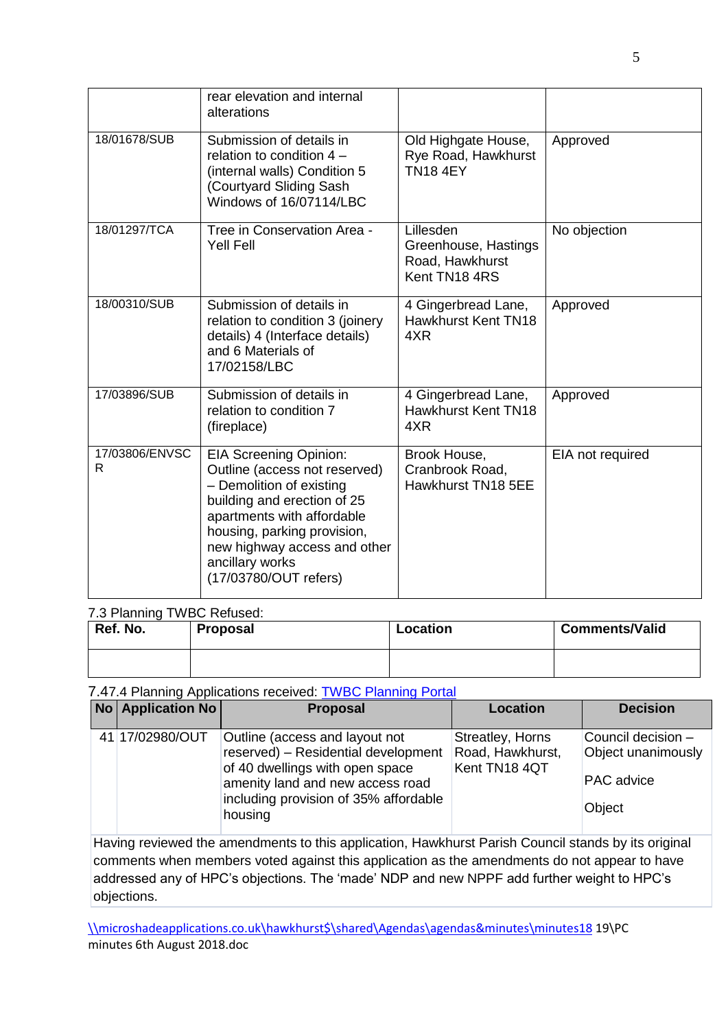| | | | |
|---|---|---|---|
| | rear elevation and internal alterations | | |
| 18/01678/SUB | Submission of details in relation to condition 4 – (internal walls) Condition 5 (Courtyard Sliding Sash Windows of 16/07114/LBC | Old Highgate House, Rye Road, Hawkhurst TN18 4EY | Approved |
| 18/01297/TCA | Tree in Conservation Area - Yell Fell | Lillesden Greenhouse, Hastings Road, Hawkhurst Kent TN18 4RS | No objection |
| 18/00310/SUB | Submission of details in relation to condition 3 (joinery details) 4 (Interface details) and 6 Materials of 17/02158/LBC | 4 Gingerbread Lane, Hawkhurst Kent TN18 4XR | Approved |
| 17/03896/SUB | Submission of details in relation to condition 7 (fireplace) | 4 Gingerbread Lane, Hawkhurst Kent TN18 4XR | Approved |
| 17/03806/ENVSCR | EIA Screening Opinion: Outline (access not reserved) – Demolition of existing building and erection of 25 apartments with affordable housing, parking provision, new highway access and other ancillary works (17/03780/OUT refers) | Brook House, Cranbrook Road, Hawkhurst TN18 5EE | EIA not required |

7.3 Planning TWBC Refused:

| Ref. No. | Proposal | Location | Comments/Valid |
|---|---|---|---|
| | | | |

7.47.4 Planning Applications received: [TWBC Planning Portal]

| No | Application No | Proposal | Location | Decision |
|---|---|---|---|---|
| 41 | 17/02980/OUT | Outline (access and layout not reserved) – Residential development of 40 dwellings with open space amenity land and new access road including provision of 35% affordable housing | Streatley, Horns Road, Hawkhurst, Kent TN18 4QT | Council decision – Object unanimously<br><br>PAC advice<br><br>Object |

Having reviewed the amendments to this application, Hawkhurst Parish Council stands by its original comments when members voted against this application as the amendments do not appear to have addressed any of HPC's objections. The 'made' NDP and new NPPF add further weight to HPC's objections.

\\microshadeapplications.co.uk\hawkhurst$\shared\Agendas\agendas&minutes\minutes18 19\PC minutes 6th August 2018.doc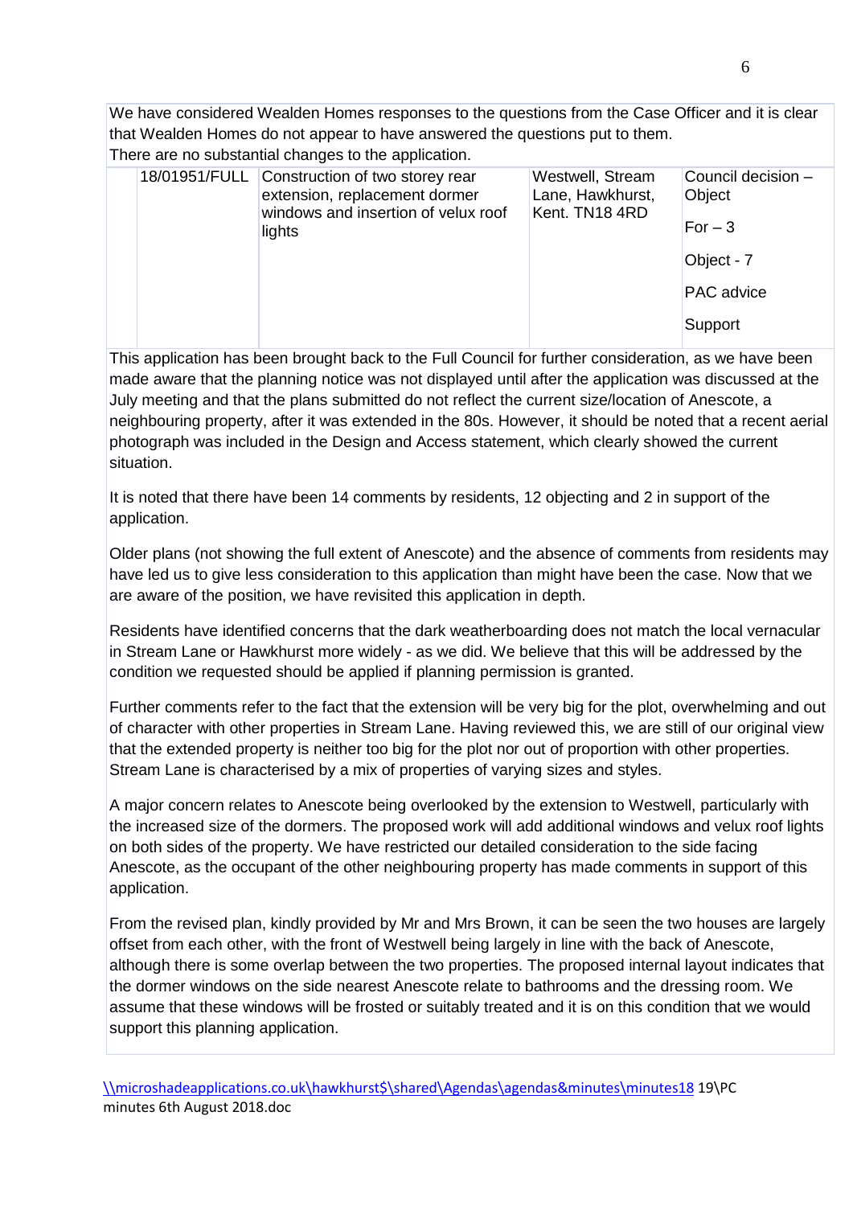We have considered Wealden Homes responses to the questions from the Case Officer and it is clear that Wealden Homes do not appear to have answered the questions put to them.
There are no substantial changes to the application.

| | | | | |
|---|---|---|---|---|
| | 18/01951/FULL | Construction of two storey rear extension, replacement dormer windows and insertion of velux roof lights | Westwell, Stream Lane, Hawkhurst, Kent. TN18 4RD | Council decision – Object<br><br>For – 3<br><br>Object - 7<br><br>PAC advice<br><br>Support |

This application has been brought back to the Full Council for further consideration, as we have been made aware that the planning notice was not displayed until after the application was discussed at the July meeting and that the plans submitted do not reflect the current size/location of Anescote, a neighbouring property, after it was extended in the 80s. However, it should be noted that a recent aerial photograph was included in the Design and Access statement, which clearly showed the current situation.

It is noted that there have been 14 comments by residents, 12 objecting and 2 in support of the application.

Older plans (not showing the full extent of Anescote) and the absence of comments from residents may have led us to give less consideration to this application than might have been the case. Now that we are aware of the position, we have revisited this application in depth.

Residents have identified concerns that the dark weatherboarding does not match the local vernacular in Stream Lane or Hawkhurst more widely - as we did. We believe that this will be addressed by the condition we requested should be applied if planning permission is granted.

Further comments refer to the fact that the extension will be very big for the plot, overwhelming and out of character with other properties in Stream Lane. Having reviewed this, we are still of our original view that the extended property is neither too big for the plot nor out of proportion with other properties. Stream Lane is characterised by a mix of properties of varying sizes and styles.

A major concern relates to Anescote being overlooked by the extension to Westwell, particularly with the increased size of the dormers. The proposed work will add additional windows and velux roof lights on both sides of the property. We have restricted our detailed consideration to the side facing Anescote, as the occupant of the other neighbouring property has made comments in support of this application.

From the revised plan, kindly provided by Mr and Mrs Brown, it can be seen the two houses are largely offset from each other, with the front of Westwell being largely in line with the back of Anescote, although there is some overlap between the two properties. The proposed internal layout indicates that the dormer windows on the side nearest Anescote relate to bathrooms and the dressing room. We assume that these windows will be frosted or suitably treated and it is on this condition that we would support this planning application.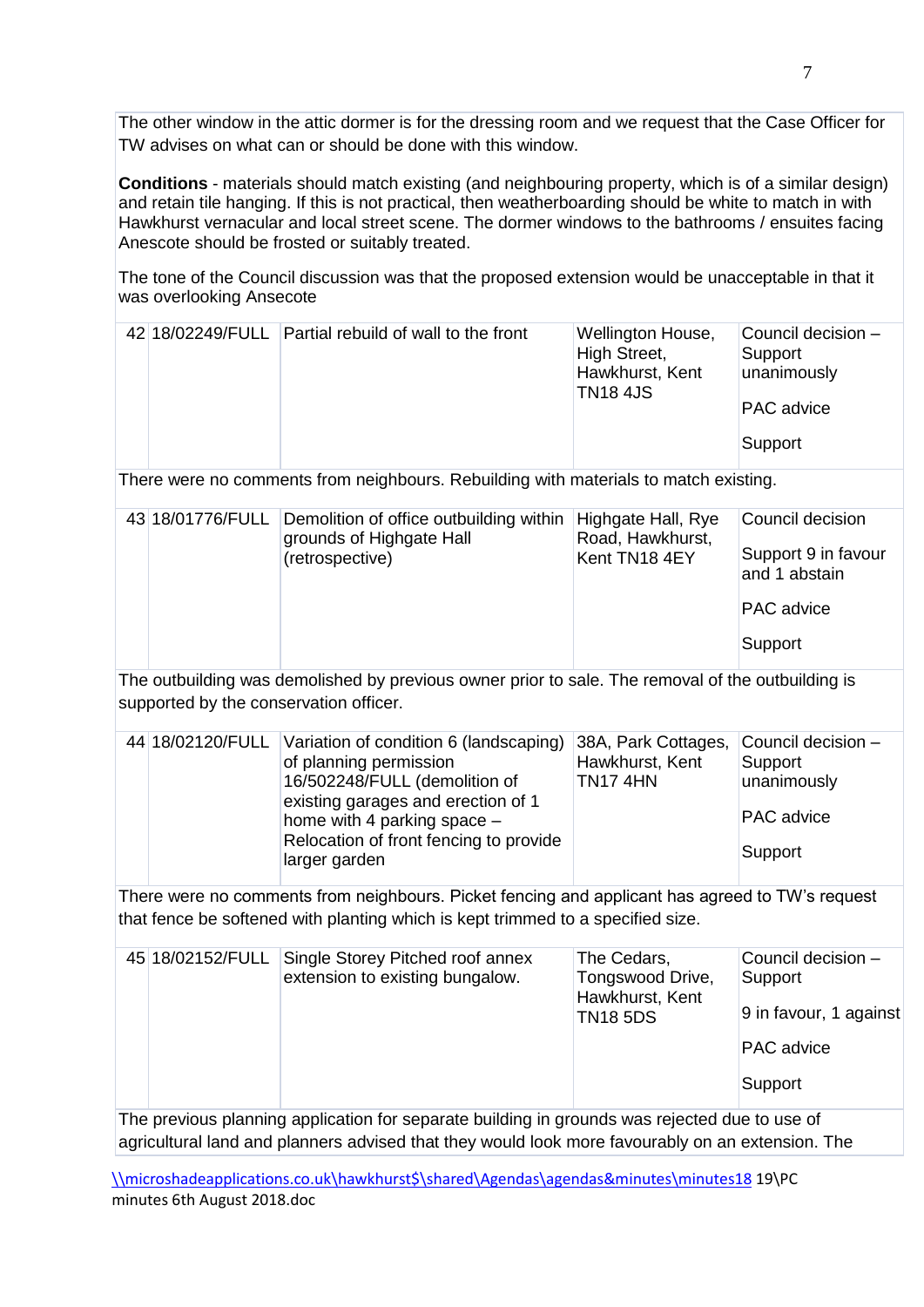The other window in the attic dormer is for the dressing room and we request that the Case Officer for TW advises on what can or should be done with this window.

**Conditions** - materials should match existing (and neighbouring property, which is of a similar design) and retain tile hanging. If this is not practical, then weatherboarding should be white to match in with Hawkhurst vernacular and local street scene. The dormer windows to the bathrooms / ensuites facing Anescote should be frosted or suitably treated.

The tone of the Council discussion was that the proposed extension would be unacceptable in that it was overlooking Ansecote

| | | | | |
|---|---|---|---|---|
| 42 | 18/02249/FULL | Partial rebuild of wall to the front | Wellington House, High Street, Hawkhurst, Kent TN18 4JS | Council decision – Support unanimously<br><br>PAC advice<br><br>Support |

There were no comments from neighbours. Rebuilding with materials to match existing.

| | | | | |
|---|---|---|---|---|
| 43 | 18/01776/FULL | Demolition of office outbuilding within grounds of Highgate Hall (retrospective) | Highgate Hall, Rye Road, Hawkhurst, Kent TN18 4EY | Council decision<br><br>Support 9 in favour and 1 abstain<br><br>PAC advice<br><br>Support |

The outbuilding was demolished by previous owner prior to sale. The removal of the outbuilding is supported by the conservation officer.

| | | | | |
|---|---|---|---|---|
| 44 | 18/02120/FULL | Variation of condition 6 (landscaping) of planning permission 16/502248/FULL (demolition of existing garages and erection of 1 home with 4 parking space – Relocation of front fencing to provide larger garden | 38A, Park Cottages, Hawkhurst, Kent TN17 4HN | Council decision – Support unanimously<br><br>PAC advice<br><br>Support |

There were no comments from neighbours. Picket fencing and applicant has agreed to TW's request that fence be softened with planting which is kept trimmed to a specified size.

| | | | | |
|---|---|---|---|---|
| 45 | 18/02152/FULL | Single Storey Pitched roof annex extension to existing bungalow. | The Cedars, Tongswood Drive, Hawkhurst, Kent TN18 5DS | Council decision – Support<br><br>9 in favour, 1 against<br><br>PAC advice<br><br>Support |

The previous planning application for separate building in grounds was rejected due to use of agricultural land and planners advised that they would look more favourably on an extension. The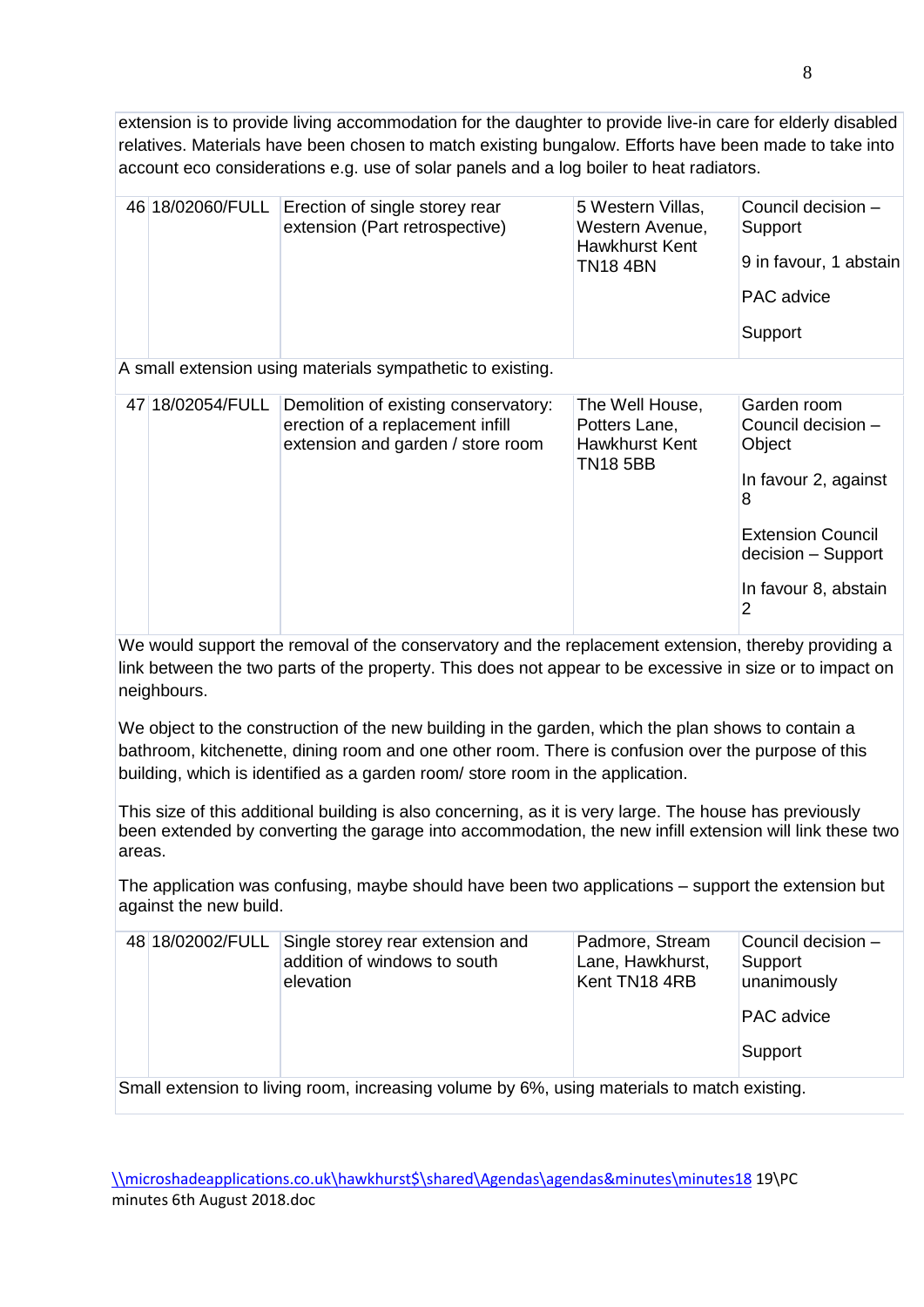extension is to provide living accommodation for the daughter to provide live-in care for elderly disabled relatives. Materials have been chosen to match existing bungalow. Efforts have been made to take into account eco considerations e.g. use of solar panels and a log boiler to heat radiators.

| | | | | |
|---|---|---|---|---|
| 46 | 18/02060/FULL | Erection of single storey rear extension (Part retrospective) | 5 Western Villas, Western Avenue, Hawkhurst Kent TN18 4BN | Council decision – Support<br><br>9 in favour, 1 abstain<br><br>PAC advice<br><br>Support |

A small extension using materials sympathetic to existing.

| | | | | |
|---|---|---|---|---|
| 47 | 18/02054/FULL | Demolition of existing conservatory: erection of a replacement infill extension and garden / store room | The Well House, Potters Lane, Hawkhurst Kent TN18 5BB | Garden room Council decision – Object<br><br>In favour 2, against 8<br><br>Extension Council decision – Support<br><br>In favour 8, abstain 2 |

We would support the removal of the conservatory and the replacement extension, thereby providing a link between the two parts of the property. This does not appear to be excessive in size or to impact on neighbours.

We object to the construction of the new building in the garden, which the plan shows to contain a bathroom, kitchenette, dining room and one other room. There is confusion over the purpose of this building, which is identified as a garden room/ store room in the application.

This size of this additional building is also concerning, as it is very large. The house has previously been extended by converting the garage into accommodation, the new infill extension will link these two areas.

The application was confusing, maybe should have been two applications – support the extension but against the new build.

| | | | | |
|---|---|---|---|---|
| 48 | 18/02002/FULL | Single storey rear extension and addition of windows to south elevation | Padmore, Stream Lane, Hawkhurst, Kent TN18 4RB | Council decision – Support unanimously<br><br>PAC advice<br><br>Support |

Small extension to living room, increasing volume by 6%, using materials to match existing.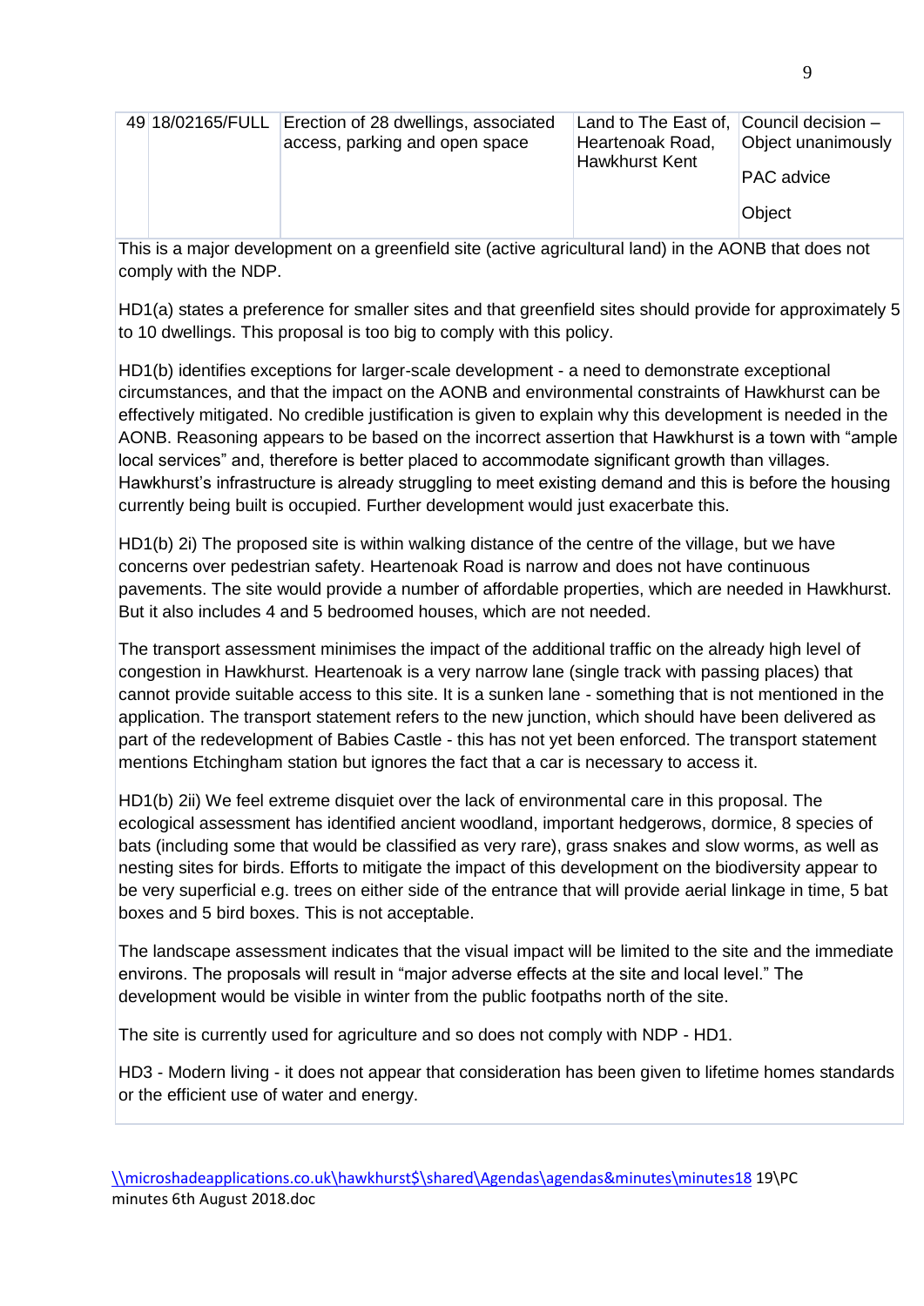| 49 | 18/02165/FULL | Erection of 28 dwellings, associated access, parking and open space | Land to The East of, Heartenoak Road, Hawkhurst Kent | Council decision – Object unanimously<br><br>PAC advice<br><br>Object |
|---|---|---|---|---|

This is a major development on a greenfield site (active agricultural land) in the AONB that does not comply with the NDP.

HD1(a) states a preference for smaller sites and that greenfield sites should provide for approximately 5 to 10 dwellings. This proposal is too big to comply with this policy.

HD1(b) identifies exceptions for larger-scale development - a need to demonstrate exceptional circumstances, and that the impact on the AONB and environmental constraints of Hawkhurst can be effectively mitigated. No credible justification is given to explain why this development is needed in the AONB. Reasoning appears to be based on the incorrect assertion that Hawkhurst is a town with "ample local services" and, therefore is better placed to accommodate significant growth than villages. Hawkhurst's infrastructure is already struggling to meet existing demand and this is before the housing currently being built is occupied. Further development would just exacerbate this.

HD1(b) 2i) The proposed site is within walking distance of the centre of the village, but we have concerns over pedestrian safety. Heartenoak Road is narrow and does not have continuous pavements. The site would provide a number of affordable properties, which are needed in Hawkhurst. But it also includes 4 and 5 bedroomed houses, which are not needed.

The transport assessment minimises the impact of the additional traffic on the already high level of congestion in Hawkhurst. Heartenoak is a very narrow lane (single track with passing places) that cannot provide suitable access to this site. It is a sunken lane - something that is not mentioned in the application. The transport statement refers to the new junction, which should have been delivered as part of the redevelopment of Babies Castle - this has not yet been enforced. The transport statement mentions Etchingham station but ignores the fact that a car is necessary to access it.

HD1(b) 2ii) We feel extreme disquiet over the lack of environmental care in this proposal. The ecological assessment has identified ancient woodland, important hedgerows, dormice, 8 species of bats (including some that would be classified as very rare), grass snakes and slow worms, as well as nesting sites for birds. Efforts to mitigate the impact of this development on the biodiversity appear to be very superficial e.g. trees on either side of the entrance that will provide aerial linkage in time, 5 bat boxes and 5 bird boxes. This is not acceptable.

The landscape assessment indicates that the visual impact will be limited to the site and the immediate environs. The proposals will result in "major adverse effects at the site and local level." The development would be visible in winter from the public footpaths north of the site.

The site is currently used for agriculture and so does not comply with NDP - HD1.

HD3 - Modern living - it does not appear that consideration has been given to lifetime homes standards or the efficient use of water and energy.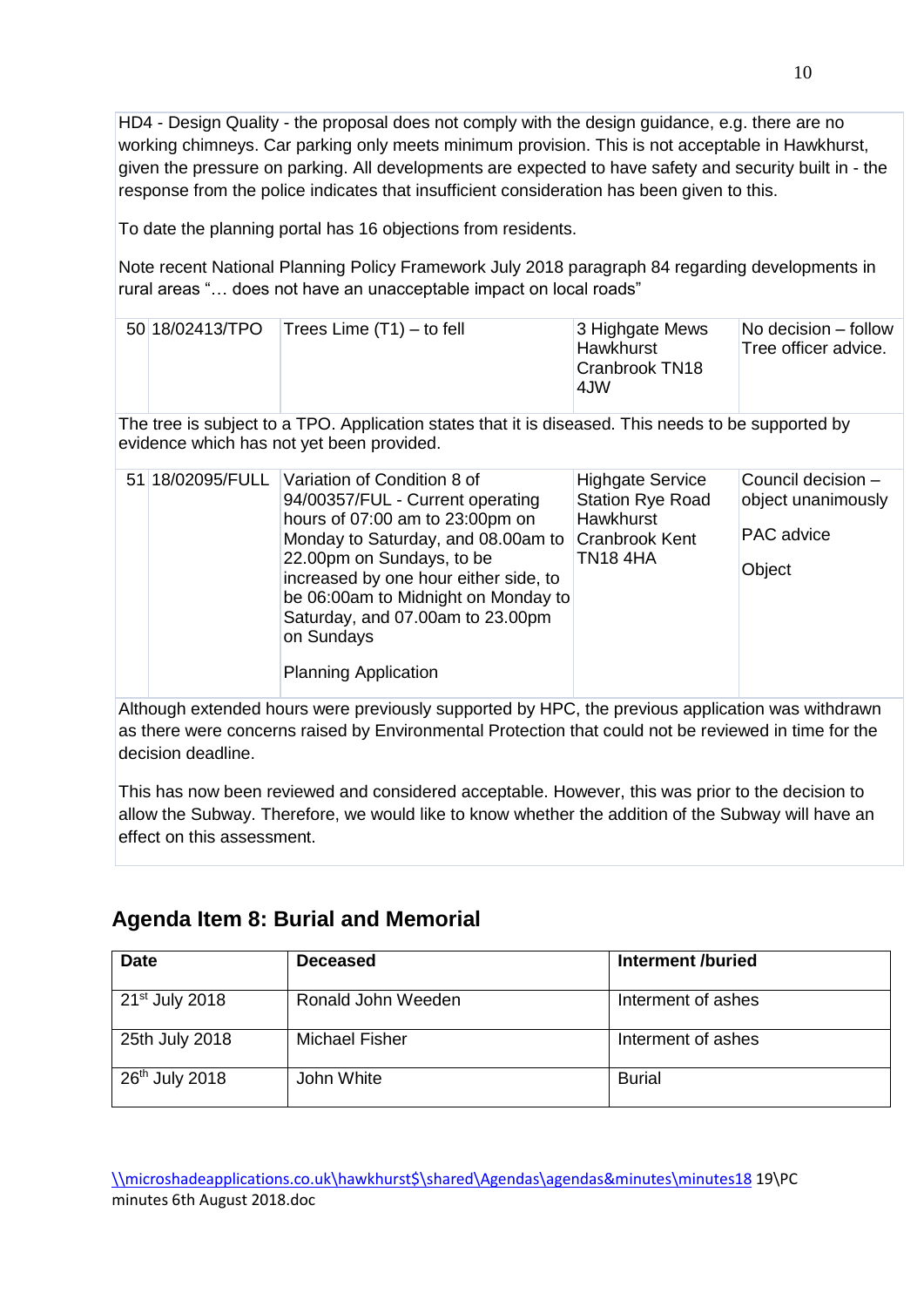HD4 - Design Quality - the proposal does not comply with the design guidance, e.g. there are no working chimneys. Car parking only meets minimum provision. This is not acceptable in Hawkhurst, given the pressure on parking. All developments are expected to have safety and security built in - the response from the police indicates that insufficient consideration has been given to this.

To date the planning portal has 16 objections from residents.

Note recent National Planning Policy Framework July 2018 paragraph 84 regarding developments in rural areas "… does not have an unacceptable impact on local roads"

| 50 | 18/02413/TPO | Trees Lime (T1) – to fell | 3 Highgate Mews Hawkhurst Cranbrook TN18 4JW | No decision – follow Tree officer advice. |
|---|---|---|---|---|

The tree is subject to a TPO. Application states that it is diseased. This needs to be supported by evidence which has not yet been provided.

| 51 | 18/02095/FULL | Variation of Condition 8 of 94/00357/FUL - Current operating hours of 07:00 am to 23:00pm on Monday to Saturday, and 08.00am to 22.00pm on Sundays, to be increased by one hour either side, to be 06:00am to Midnight on Monday to Saturday, and 07.00am to 23.00pm on Sundays<br><br>Planning Application | Highgate Service Station Rye Road Hawkhurst Cranbrook Kent TN18 4HA | Council decision – object unanimously<br><br>PAC advice<br><br>Object |
|---|---|---|---|---|

Although extended hours were previously supported by HPC, the previous application was withdrawn as there were concerns raised by Environmental Protection that could not be reviewed in time for the decision deadline.

This has now been reviewed and considered acceptable. However, this was prior to the decision to allow the Subway. Therefore, we would like to know whether the addition of the Subway will have an effect on this assessment.

## Agenda Item 8: Burial and Memorial

| Date | Deceased | Interment /buried |
|---|---|---|
| 21st July 2018 | Ronald John Weeden | Interment of ashes |
| 25th July 2018 | Michael Fisher | Interment of ashes |
| 26th July 2018 | John White | Burial |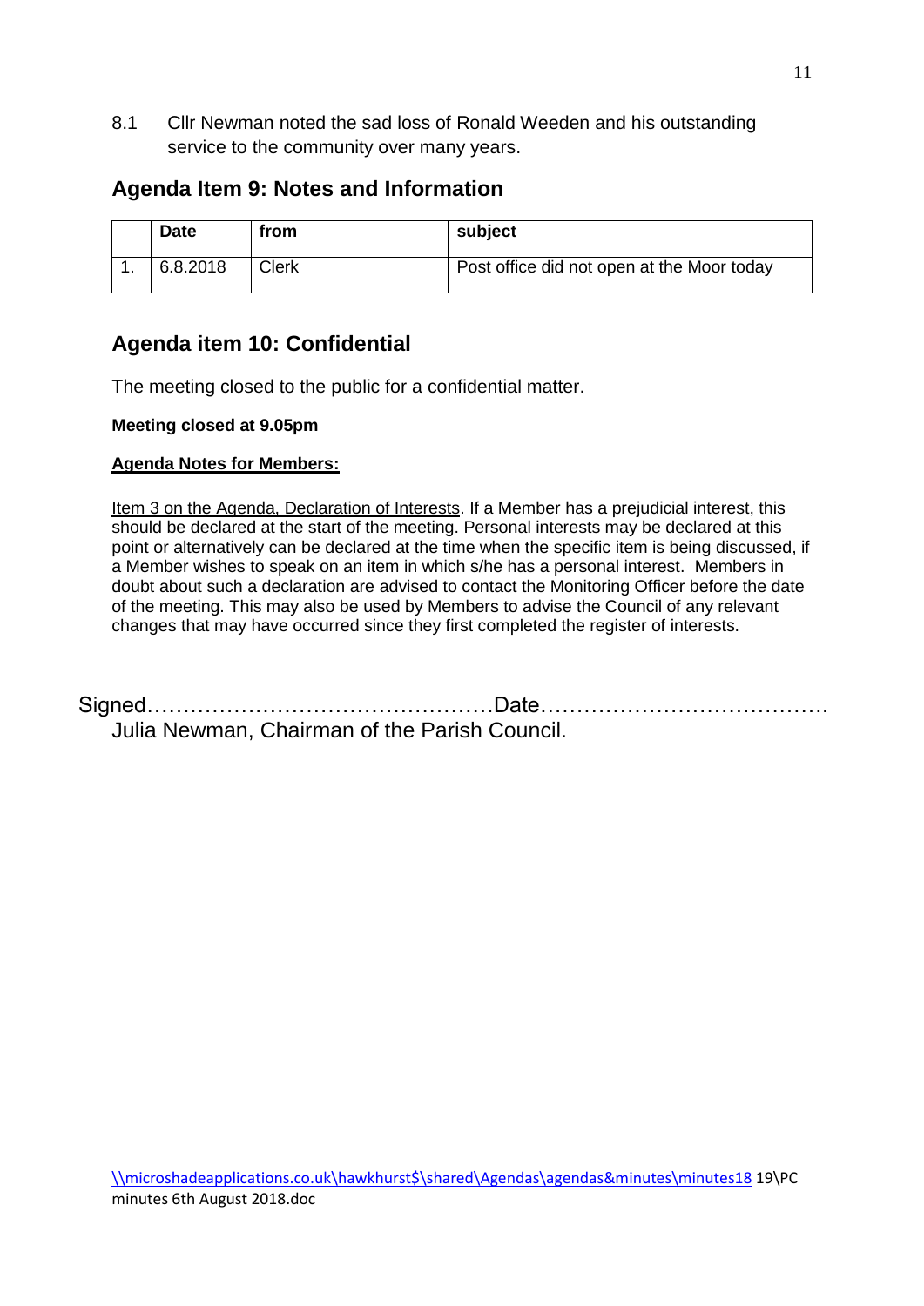8.1 Cllr Newman noted the sad loss of Ronald Weeden and his outstanding service to the community over many years.

## Agenda Item 9: Notes and Information

| | Date | from | subject |
|---|---|---|---|
| 1. | 6.8.2018 | Clerk | Post office did not open at the Moor today |

## Agenda item 10: Confidential

The meeting closed to the public for a confidential matter.

**Meeting closed at 9.05pm**

**Agenda Notes for Members:**

Item 3 on the Agenda, Declaration of Interests. If a Member has a prejudicial interest, this should be declared at the start of the meeting. Personal interests may be declared at this point or alternatively can be declared at the time when the specific item is being discussed, if a Member wishes to speak on an item in which s/he has a personal interest. Members in doubt about such a declaration are advised to contact the Monitoring Officer before the date of the meeting. This may also be used by Members to advise the Council of any relevant changes that may have occurred since they first completed the register of interests.

Signed…………………………………………Date………………………………….
Julia Newman, Chairman of the Parish Council.

\\microshadeapplications.co.uk\hawkhurst$\shared\Agendas\agendas&minutes\minutes18 19\PC minutes 6th August 2018.doc